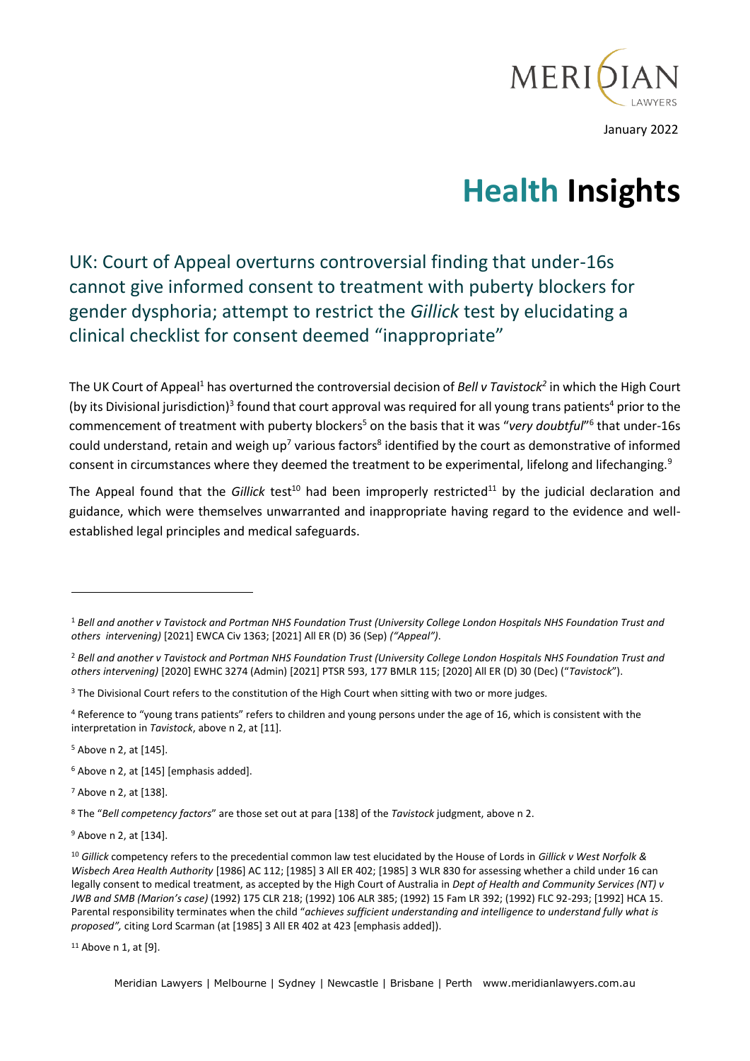January 2022

# Health Insights

## UK: Court of Appeal overturns controversial finding that under-16s cannot give informed consent to treatment with puberty blockers for gender dysphoria; attempt to restrict the *Gillick* test by elucidating a clinical checklist for consent deemed "inappropriate"

The UK Court of Appeal[1] has overturned the controversial decision of *Bell v Tavistock*[2] in which the High Court (by its Divisional jurisdiction)[3] found that court approval was required for all young trans patients[4] prior to the commencement of treatment with puberty blockers[5] on the basis that it was "*very doubtful*"[6] that under-16s could understand, retain and weigh up[7] various factors[8] identified by the court as demonstrative of informed consent in circumstances where they deemed the treatment to be experimental, lifelong and lifechanging.[9]

The Appeal found that the *Gillick* test[10] had been improperly restricted[11] by the judicial declaration and guidance, which were themselves unwarranted and inappropriate having regard to the evidence and well-established legal principles and medical safeguards.

---

[1] *Bell and another v Tavistock and Portman NHS Foundation Trust (University College London Hospitals NHS Foundation Trust and others intervening)* [2021] EWCA Civ 1363; [2021] All ER (D) 36 (Sep) *("Appeal")*.

[2] *Bell and another v Tavistock and Portman NHS Foundation Trust (University College London Hospitals NHS Foundation Trust and others intervening)* [2020] EWHC 3274 (Admin) [2021] PTSR 593, 177 BMLR 115; [2020] All ER (D) 30 (Dec) ("*Tavistock*").

[3] The Divisional Court refers to the constitution of the High Court when sitting with two or more judges.

[4] Reference to "young trans patients" refers to children and young persons under the age of 16, which is consistent with the interpretation in *Tavistock*, above n 2, at [11].

[5] Above n 2, at [145].

[6] Above n 2, at [145] [emphasis added].

[7] Above n 2, at [138].

[8] The "*Bell competency factors*" are those set out at para [138] of the *Tavistock* judgment, above n 2.

[9] Above n 2, at [134].

[10] *Gillick* competency refers to the precedential common law test elucidated by the House of Lords in *Gillick v West Norfolk & Wisbech Area Health Authority* [1986] AC 112; [1985] 3 All ER 402; [1985] 3 WLR 830 for assessing whether a child under 16 can legally consent to medical treatment, as accepted by the High Court of Australia in *Dept of Health and Community Services (NT) v JWB and SMB (Marion's case)* (1992) 175 CLR 218; (1992) 106 ALR 385; (1992) 15 Fam LR 392; (1992) FLC 92-293; [1992] HCA 15. Parental responsibility terminates when the child "*achieves sufficient understanding and intelligence to understand fully what is proposed",* citing Lord Scarman (at [1985] 3 All ER 402 at 423 [emphasis added]).

[11] Above n 1, at [9].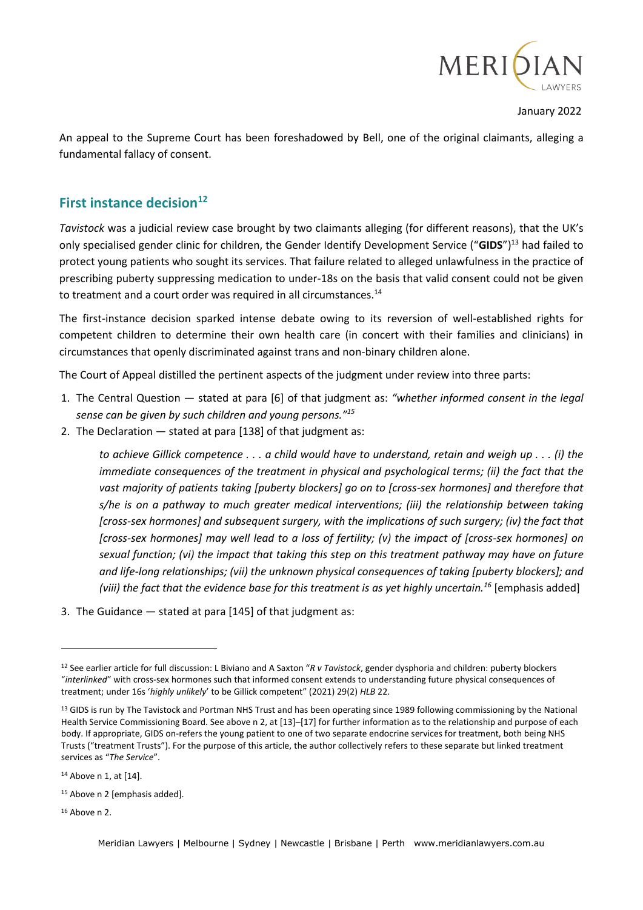An appeal to the Supreme Court has been foreshadowed by Bell, one of the original claimants, alleging a fundamental fallacy of consent.

## First instance decision[12]

*Tavistock* was a judicial review case brought by two claimants alleging (for different reasons), that the UK's only specialised gender clinic for children, the Gender Identify Development Service ("**GIDS**")[13] had failed to protect young patients who sought its services. That failure related to alleged unlawfulness in the practice of prescribing puberty suppressing medication to under-18s on the basis that valid consent could not be given to treatment and a court order was required in all circumstances.[14]

The first-instance decision sparked intense debate owing to its reversion of well-established rights for competent children to determine their own health care (in concert with their families and clinicians) in circumstances that openly discriminated against trans and non-binary children alone.

The Court of Appeal distilled the pertinent aspects of the judgment under review into three parts:

1. The Central Question — stated at para [6] of that judgment as: *"whether informed consent in the legal sense can be given by such children and young persons."*[15]
2. The Declaration — stated at para [138] of that judgment as:

   > *to achieve Gillick competence . . . a child would have to understand, retain and weigh up . . . (i) the immediate consequences of the treatment in physical and psychological terms; (ii) the fact that the vast majority of patients taking [puberty blockers] go on to [cross-sex hormones] and therefore that s/he is on a pathway to much greater medical interventions; (iii) the relationship between taking [cross-sex hormones] and subsequent surgery, with the implications of such surgery; (iv) the fact that [cross-sex hormones] may well lead to a loss of fertility; (v) the impact of [cross-sex hormones] on sexual function; (vi) the impact that taking this step on this treatment pathway may have on future and life-long relationships; (vii) the unknown physical consequences of taking [puberty blockers]; and (viii) the fact that the evidence base for this treatment is as yet highly uncertain.*[16] [emphasis added]

3. The Guidance — stated at para [145] of that judgment as:

---

[12] See earlier article for full discussion: L Biviano and A Saxton "*R v Tavistock*, gender dysphoria and children: puberty blockers "*interlinked*" with cross-sex hormones such that informed consent extends to understanding future physical consequences of treatment; under 16s '*highly unlikely*' to be Gillick competent" (2021) 29(2) *HLB* 22.

[13] GIDS is run by The Tavistock and Portman NHS Trust and has been operating since 1989 following commissioning by the National Health Service Commissioning Board. See above n 2, at [13]–[17] for further information as to the relationship and purpose of each body. If appropriate, GIDS on-refers the young patient to one of two separate endocrine services for treatment, both being NHS Trusts ("treatment Trusts"). For the purpose of this article, the author collectively refers to these separate but linked treatment services as "*The Service*".

[14] Above n 1, at [14].

[15] Above n 2 [emphasis added].

[16] Above n 2.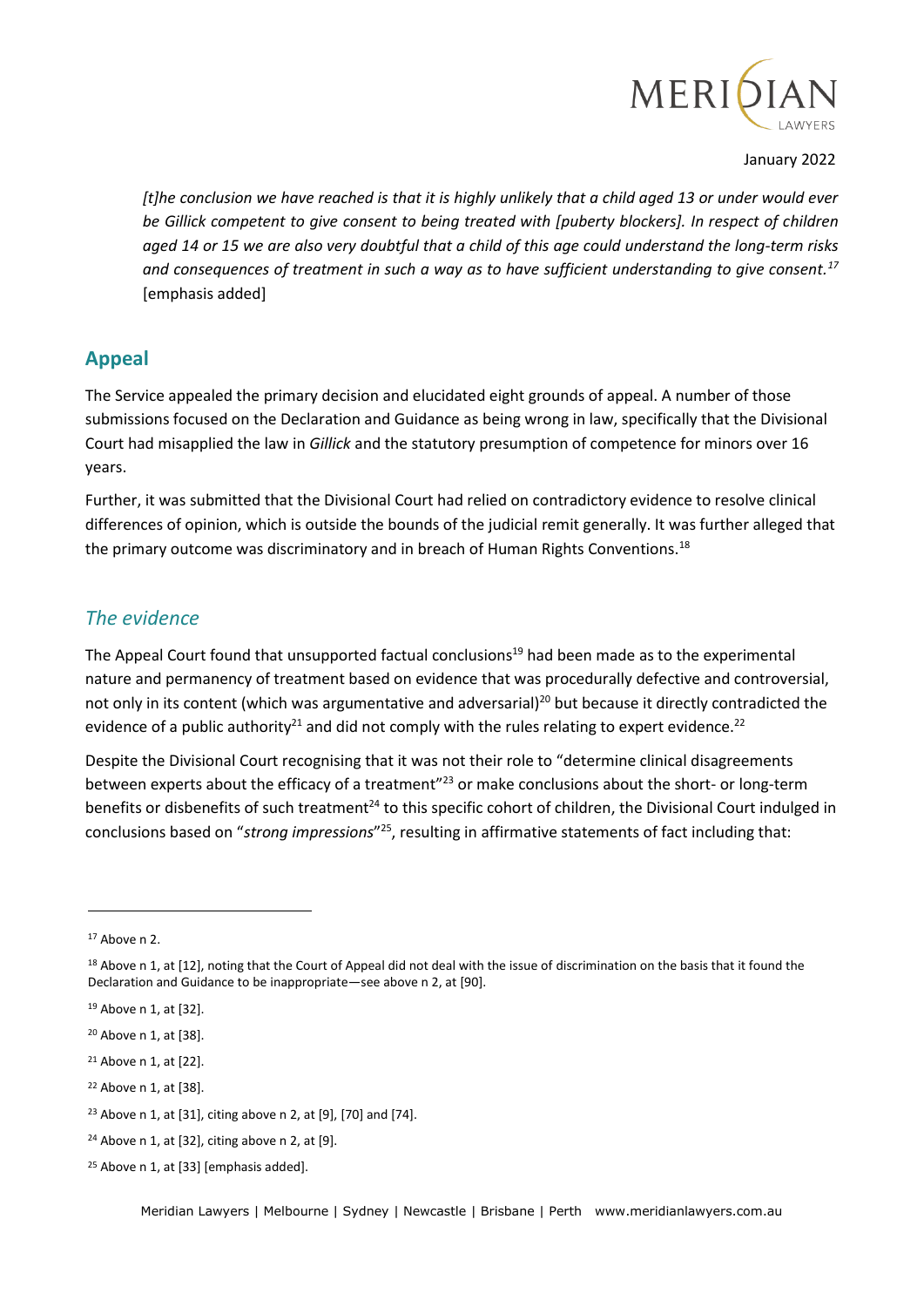*[t]he conclusion we have reached is that it is highly unlikely that a child aged 13 or under would ever be Gillick competent to give consent to being treated with [puberty blockers]. In respect of children aged 14 or 15 we are also very doubtful that a child of this age could understand the long-term risks and consequences of treatment in such a way as to have sufficient understanding to give consent.*[17] [emphasis added]

## Appeal

The Service appealed the primary decision and elucidated eight grounds of appeal. A number of those submissions focused on the Declaration and Guidance as being wrong in law, specifically that the Divisional Court had misapplied the law in *Gillick* and the statutory presumption of competence for minors over 16 years.

Further, it was submitted that the Divisional Court had relied on contradictory evidence to resolve clinical differences of opinion, which is outside the bounds of the judicial remit generally. It was further alleged that the primary outcome was discriminatory and in breach of Human Rights Conventions.[18]

### *The evidence*

The Appeal Court found that unsupported factual conclusions[19] had been made as to the experimental nature and permanency of treatment based on evidence that was procedurally defective and controversial, not only in its content (which was argumentative and adversarial)[20] but because it directly contradicted the evidence of a public authority[21] and did not comply with the rules relating to expert evidence.[22]

Despite the Divisional Court recognising that it was not their role to "determine clinical disagreements between experts about the efficacy of a treatment"[23] or make conclusions about the short- or long-term benefits or disbenefits of such treatment[24] to this specific cohort of children, the Divisional Court indulged in conclusions based on "*strong impressions*"[25], resulting in affirmative statements of fact including that:

---

[17] Above n 2.

[18] Above n 1, at [12], noting that the Court of Appeal did not deal with the issue of discrimination on the basis that it found the Declaration and Guidance to be inappropriate—see above n 2, at [90].

[19] Above n 1, at [32].

[20] Above n 1, at [38].

[21] Above n 1, at [22].

[22] Above n 1, at [38].

[23] Above n 1, at [31], citing above n 2, at [9], [70] and [74].

[24] Above n 1, at [32], citing above n 2, at [9].

[25] Above n 1, at [33] [emphasis added].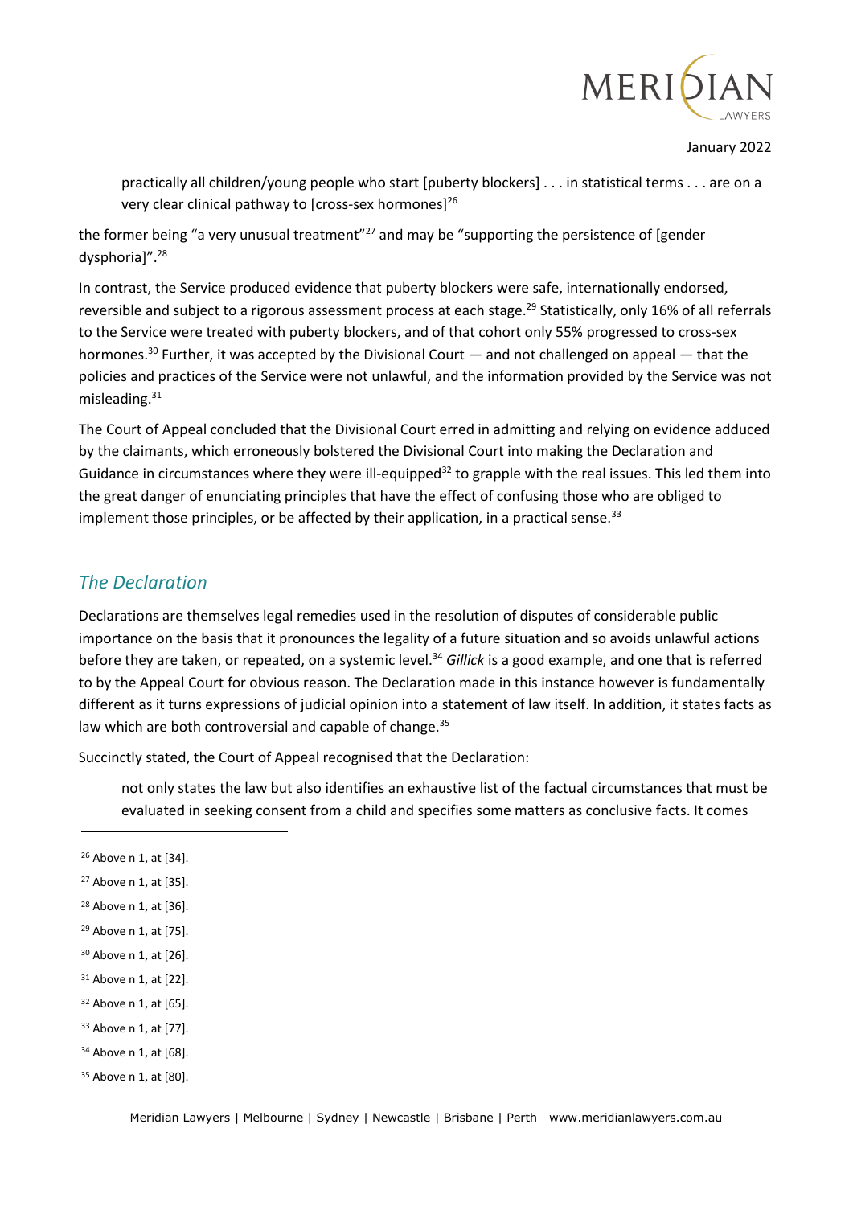> practically all children/young people who start [puberty blockers] . . . in statistical terms . . . are on a very clear clinical pathway to [cross-sex hormones][26]

the former being "a very unusual treatment"[27] and may be "supporting the persistence of [gender dysphoria]".[28]

In contrast, the Service produced evidence that puberty blockers were safe, internationally endorsed, reversible and subject to a rigorous assessment process at each stage.[29] Statistically, only 16% of all referrals to the Service were treated with puberty blockers, and of that cohort only 55% progressed to cross-sex hormones.[30] Further, it was accepted by the Divisional Court — and not challenged on appeal — that the policies and practices of the Service were not unlawful, and the information provided by the Service was not misleading.[31]

The Court of Appeal concluded that the Divisional Court erred in admitting and relying on evidence adduced by the claimants, which erroneously bolstered the Divisional Court into making the Declaration and Guidance in circumstances where they were ill-equipped[32] to grapple with the real issues. This led them into the great danger of enunciating principles that have the effect of confusing those who are obliged to implement those principles, or be affected by their application, in a practical sense.[33]

## *The Declaration*

Declarations are themselves legal remedies used in the resolution of disputes of considerable public importance on the basis that it pronounces the legality of a future situation and so avoids unlawful actions before they are taken, or repeated, on a systemic level.[34] *Gillick* is a good example, and one that is referred to by the Appeal Court for obvious reason. The Declaration made in this instance however is fundamentally different as it turns expressions of judicial opinion into a statement of law itself. In addition, it states facts as law which are both controversial and capable of change.[35]

Succinctly stated, the Court of Appeal recognised that the Declaration:

> not only states the law but also identifies an exhaustive list of the factual circumstances that must be evaluated in seeking consent from a child and specifies some matters as conclusive facts. It comes

---

[26] Above n 1, at [34].

[27] Above n 1, at [35].

[28] Above n 1, at [36].

[29] Above n 1, at [75].

[30] Above n 1, at [26].

[31] Above n 1, at [22].

[32] Above n 1, at [65].

[33] Above n 1, at [77].

[34] Above n 1, at [68].

[35] Above n 1, at [80].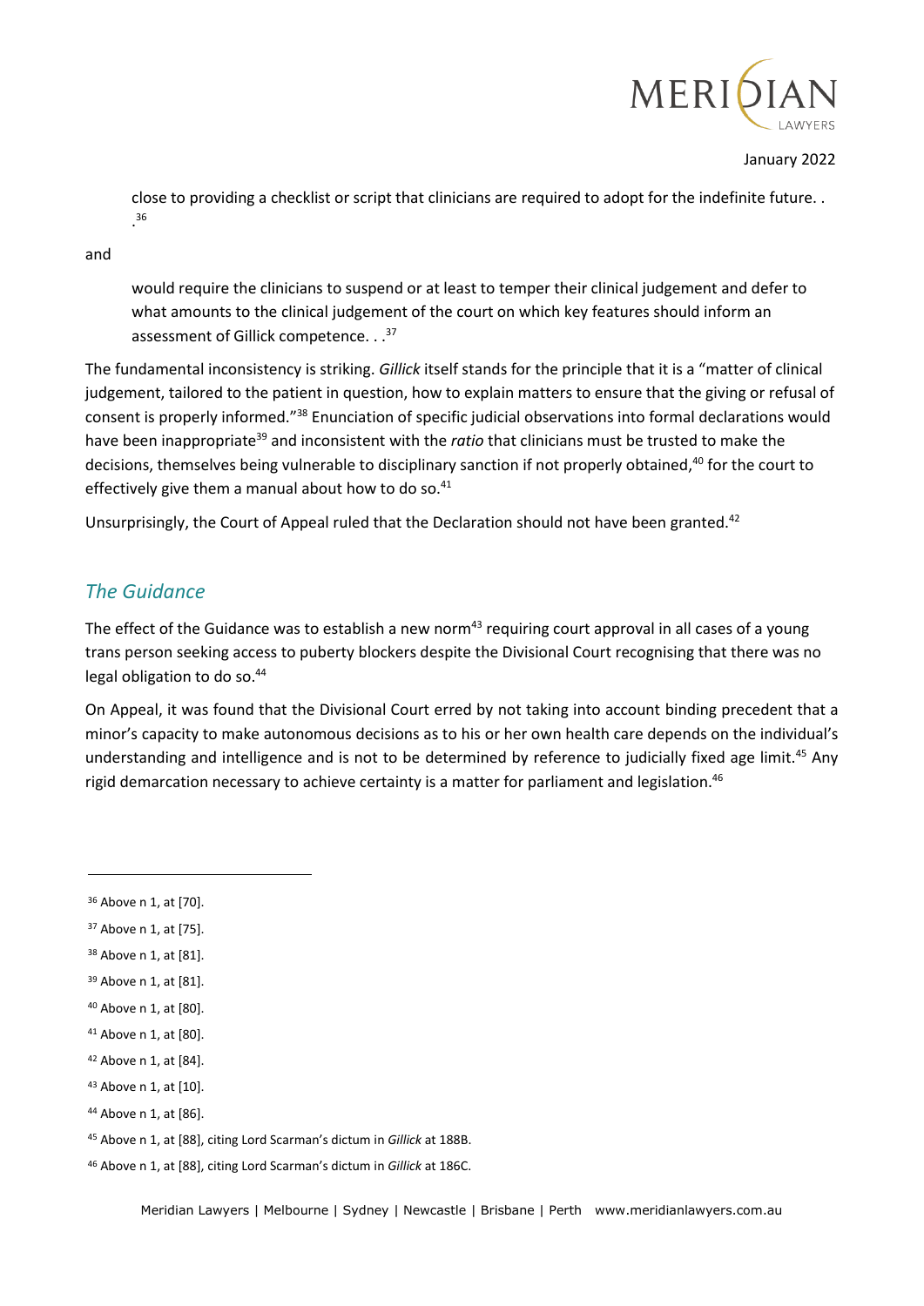> close to providing a checklist or script that clinicians are required to adopt for the indefinite future. . .[36]

and

> would require the clinicians to suspend or at least to temper their clinical judgement and defer to what amounts to the clinical judgement of the court on which key features should inform an assessment of Gillick competence. . .[37]

The fundamental inconsistency is striking. *Gillick* itself stands for the principle that it is a "matter of clinical judgement, tailored to the patient in question, how to explain matters to ensure that the giving or refusal of consent is properly informed."[38] Enunciation of specific judicial observations into formal declarations would have been inappropriate[39] and inconsistent with the *ratio* that clinicians must be trusted to make the decisions, themselves being vulnerable to disciplinary sanction if not properly obtained,[40] for the court to effectively give them a manual about how to do so.[41]

Unsurprisingly, the Court of Appeal ruled that the Declaration should not have been granted.[42]

## *The Guidance*

The effect of the Guidance was to establish a new norm[43] requiring court approval in all cases of a young trans person seeking access to puberty blockers despite the Divisional Court recognising that there was no legal obligation to do so.[44]

On Appeal, it was found that the Divisional Court erred by not taking into account binding precedent that a minor's capacity to make autonomous decisions as to his or her own health care depends on the individual's understanding and intelligence and is not to be determined by reference to judicially fixed age limit.[45] Any rigid demarcation necessary to achieve certainty is a matter for parliament and legislation.[46]

---

[36] Above n 1, at [70].

[37] Above n 1, at [75].

[38] Above n 1, at [81].

[39] Above n 1, at [81].

[40] Above n 1, at [80].

[41] Above n 1, at [80].

[42] Above n 1, at [84].

[43] Above n 1, at [10].

[44] Above n 1, at [86].

[45] Above n 1, at [88], citing Lord Scarman's dictum in *Gillick* at 188B.

[46] Above n 1, at [88], citing Lord Scarman's dictum in *Gillick* at 186C.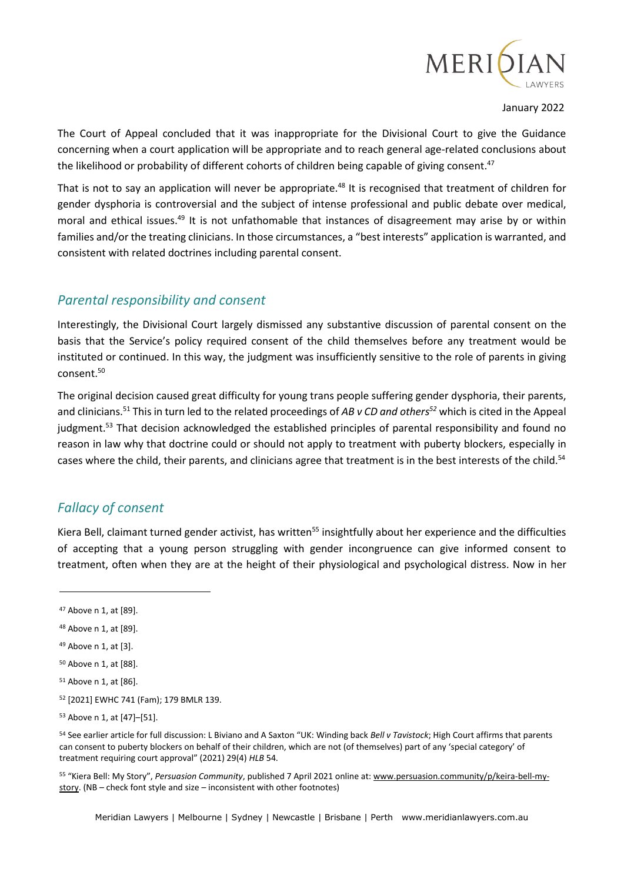The Court of Appeal concluded that it was inappropriate for the Divisional Court to give the Guidance concerning when a court application will be appropriate and to reach general age-related conclusions about the likelihood or probability of different cohorts of children being capable of giving consent.[47]

That is not to say an application will never be appropriate.[48] It is recognised that treatment of children for gender dysphoria is controversial and the subject of intense professional and public debate over medical, moral and ethical issues.[49] It is not unfathomable that instances of disagreement may arise by or within families and/or the treating clinicians. In those circumstances, a "best interests" application is warranted, and consistent with related doctrines including parental consent.

## *Parental responsibility and consent*

Interestingly, the Divisional Court largely dismissed any substantive discussion of parental consent on the basis that the Service's policy required consent of the child themselves before any treatment would be instituted or continued. In this way, the judgment was insufficiently sensitive to the role of parents in giving consent.[50]

The original decision caused great difficulty for young trans people suffering gender dysphoria, their parents, and clinicians.[51] This in turn led to the related proceedings of *AB v CD and others*[52] which is cited in the Appeal judgment.[53] That decision acknowledged the established principles of parental responsibility and found no reason in law why that doctrine could or should not apply to treatment with puberty blockers, especially in cases where the child, their parents, and clinicians agree that treatment is in the best interests of the child.[54]

## *Fallacy of consent*

Kiera Bell, claimant turned gender activist, has written[55] insightfully about her experience and the difficulties of accepting that a young person struggling with gender incongruence can give informed consent to treatment, often when they are at the height of their physiological and psychological distress. Now in her

---

[47] Above n 1, at [89].

[48] Above n 1, at [89].

[49] Above n 1, at [3].

[50] Above n 1, at [88].

[51] Above n 1, at [86].

[52] [2021] EWHC 741 (Fam); 179 BMLR 139.

[53] Above n 1, at [47]–[51].

[54] See earlier article for full discussion: L Biviano and A Saxton "UK: Winding back *Bell v Tavistock*; High Court affirms that parents can consent to puberty blockers on behalf of their children, which are not (of themselves) part of any 'special category' of treatment requiring court approval" (2021) 29(4) *HLB* 54.

[55] "Kiera Bell: My Story", *Persuasion Community*, published 7 April 2021 online at: www.persuasion.community/p/keira-bell-my-story. (NB – check font style and size – inconsistent with other footnotes)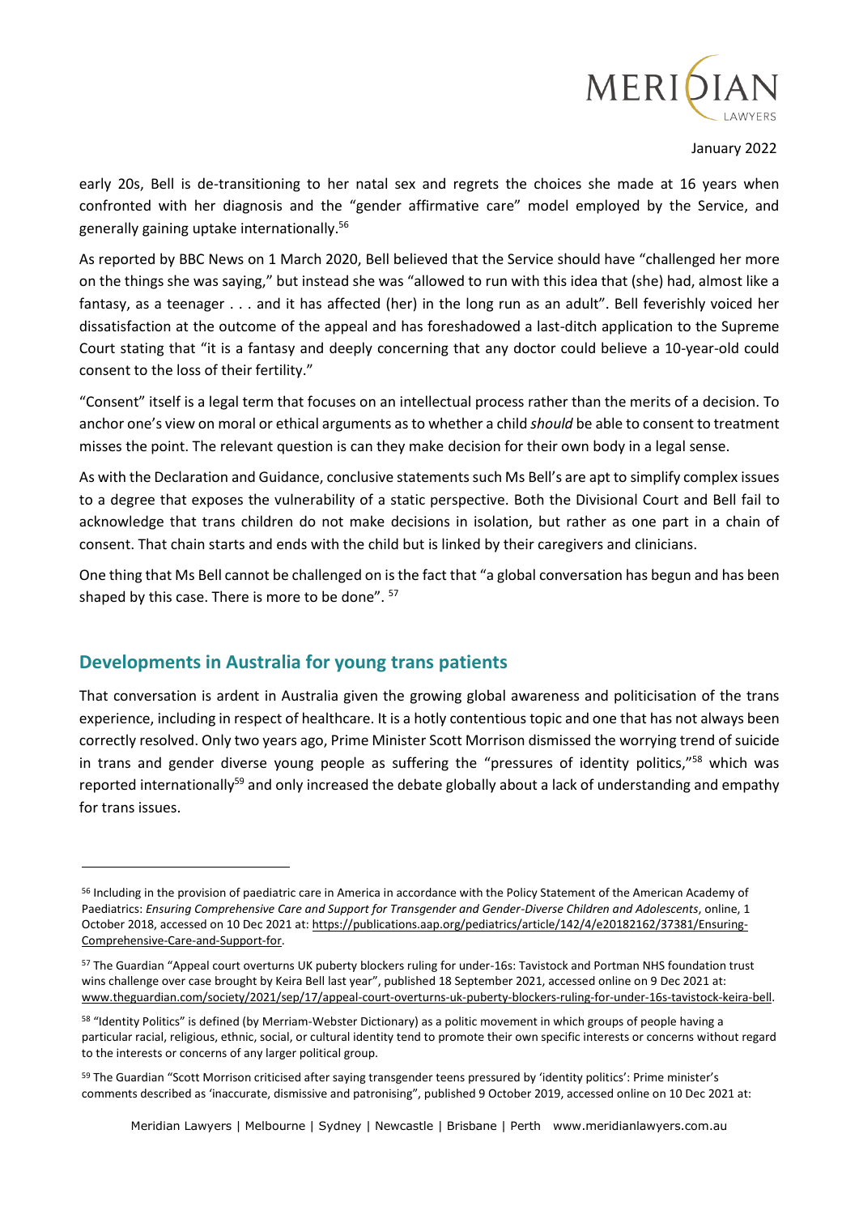early 20s, Bell is de-transitioning to her natal sex and regrets the choices she made at 16 years when confronted with her diagnosis and the "gender affirmative care" model employed by the Service, and generally gaining uptake internationally.[56]

As reported by BBC News on 1 March 2020, Bell believed that the Service should have "challenged her more on the things she was saying," but instead she was "allowed to run with this idea that (she) had, almost like a fantasy, as a teenager . . . and it has affected (her) in the long run as an adult". Bell feverishly voiced her dissatisfaction at the outcome of the appeal and has foreshadowed a last-ditch application to the Supreme Court stating that "it is a fantasy and deeply concerning that any doctor could believe a 10-year-old could consent to the loss of their fertility."

"Consent" itself is a legal term that focuses on an intellectual process rather than the merits of a decision. To anchor one's view on moral or ethical arguments as to whether a child *should* be able to consent to treatment misses the point. The relevant question is can they make decision for their own body in a legal sense.

As with the Declaration and Guidance, conclusive statements such Ms Bell's are apt to simplify complex issues to a degree that exposes the vulnerability of a static perspective. Both the Divisional Court and Bell fail to acknowledge that trans children do not make decisions in isolation, but rather as one part in a chain of consent. That chain starts and ends with the child but is linked by their caregivers and clinicians.

One thing that Ms Bell cannot be challenged on is the fact that "a global conversation has begun and has been shaped by this case. There is more to be done".[57]

## Developments in Australia for young trans patients

That conversation is ardent in Australia given the growing global awareness and politicisation of the trans experience, including in respect of healthcare. It is a hotly contentious topic and one that has not always been correctly resolved. Only two years ago, Prime Minister Scott Morrison dismissed the worrying trend of suicide in trans and gender diverse young people as suffering the "pressures of identity politics,"[58] which was reported internationally[59] and only increased the debate globally about a lack of understanding and empathy for trans issues.

---

[56] Including in the provision of paediatric care in America in accordance with the Policy Statement of the American Academy of Paediatrics: *Ensuring Comprehensive Care and Support for Transgender and Gender-Diverse Children and Adolescents*, online, 1 October 2018, accessed on 10 Dec 2021 at: https://publications.aap.org/pediatrics/article/142/4/e20182162/37381/Ensuring-Comprehensive-Care-and-Support-for.

[57] The Guardian "Appeal court overturns UK puberty blockers ruling for under-16s: Tavistock and Portman NHS foundation trust wins challenge over case brought by Keira Bell last year", published 18 September 2021, accessed online on 9 Dec 2021 at: www.theguardian.com/society/2021/sep/17/appeal-court-overturns-uk-puberty-blockers-ruling-for-under-16s-tavistock-keira-bell.

[58] "Identity Politics" is defined (by Merriam-Webster Dictionary) as a politic movement in which groups of people having a particular racial, religious, ethnic, social, or cultural identity tend to promote their own specific interests or concerns without regard to the interests or concerns of any larger political group.

[59] The Guardian "Scott Morrison criticised after saying transgender teens pressured by 'identity politics': Prime minister's comments described as 'inaccurate, dismissive and patronising'", published 9 October 2019, accessed online on 10 Dec 2021 at: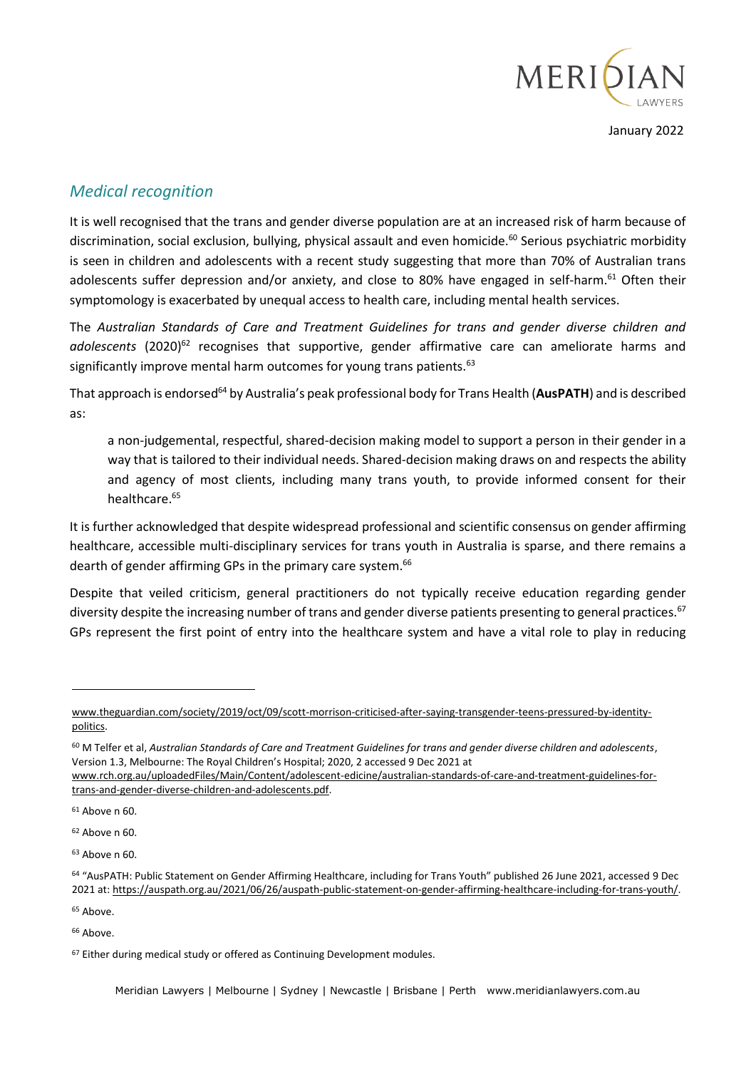## *Medical recognition*

It is well recognised that the trans and gender diverse population are at an increased risk of harm because of discrimination, social exclusion, bullying, physical assault and even homicide.[60] Serious psychiatric morbidity is seen in children and adolescents with a recent study suggesting that more than 70% of Australian trans adolescents suffer depression and/or anxiety, and close to 80% have engaged in self-harm.[61] Often their symptomology is exacerbated by unequal access to health care, including mental health services.

The *Australian Standards of Care and Treatment Guidelines for trans and gender diverse children and adolescents* (2020)[62] recognises that supportive, gender affirmative care can ameliorate harms and significantly improve mental harm outcomes for young trans patients.[63]

That approach is endorsed[64] by Australia's peak professional body for Trans Health (**AusPATH**) and is described as:

> a non-judgemental, respectful, shared-decision making model to support a person in their gender in a way that is tailored to their individual needs. Shared-decision making draws on and respects the ability and agency of most clients, including many trans youth, to provide informed consent for their healthcare.[65]

It is further acknowledged that despite widespread professional and scientific consensus on gender affirming healthcare, accessible multi-disciplinary services for trans youth in Australia is sparse, and there remains a dearth of gender affirming GPs in the primary care system.[66]

Despite that veiled criticism, general practitioners do not typically receive education regarding gender diversity despite the increasing number of trans and gender diverse patients presenting to general practices.[67] GPs represent the first point of entry into the healthcare system and have a vital role to play in reducing

---

www.theguardian.com/society/2019/oct/09/scott-morrison-criticised-after-saying-transgender-teens-pressured-by-identity-politics.

[60] M Telfer et al, *Australian Standards of Care and Treatment Guidelines for trans and gender diverse children and adolescents*, Version 1.3, Melbourne: The Royal Children's Hospital; 2020, 2 accessed 9 Dec 2021 at www.rch.org.au/uploadedFiles/Main/Content/adolescent-edicine/australian-standards-of-care-and-treatment-guidelines-for-trans-and-gender-diverse-children-and-adolescents.pdf.

[61] Above n 60.

[62] Above n 60.

[63] Above n 60.

[64] "AusPATH: Public Statement on Gender Affirming Healthcare, including for Trans Youth" published 26 June 2021, accessed 9 Dec 2021 at: https://auspath.org.au/2021/06/26/auspath-public-statement-on-gender-affirming-healthcare-including-for-trans-youth/.

[65] Above.

[66] Above.

[67] Either during medical study or offered as Continuing Development modules.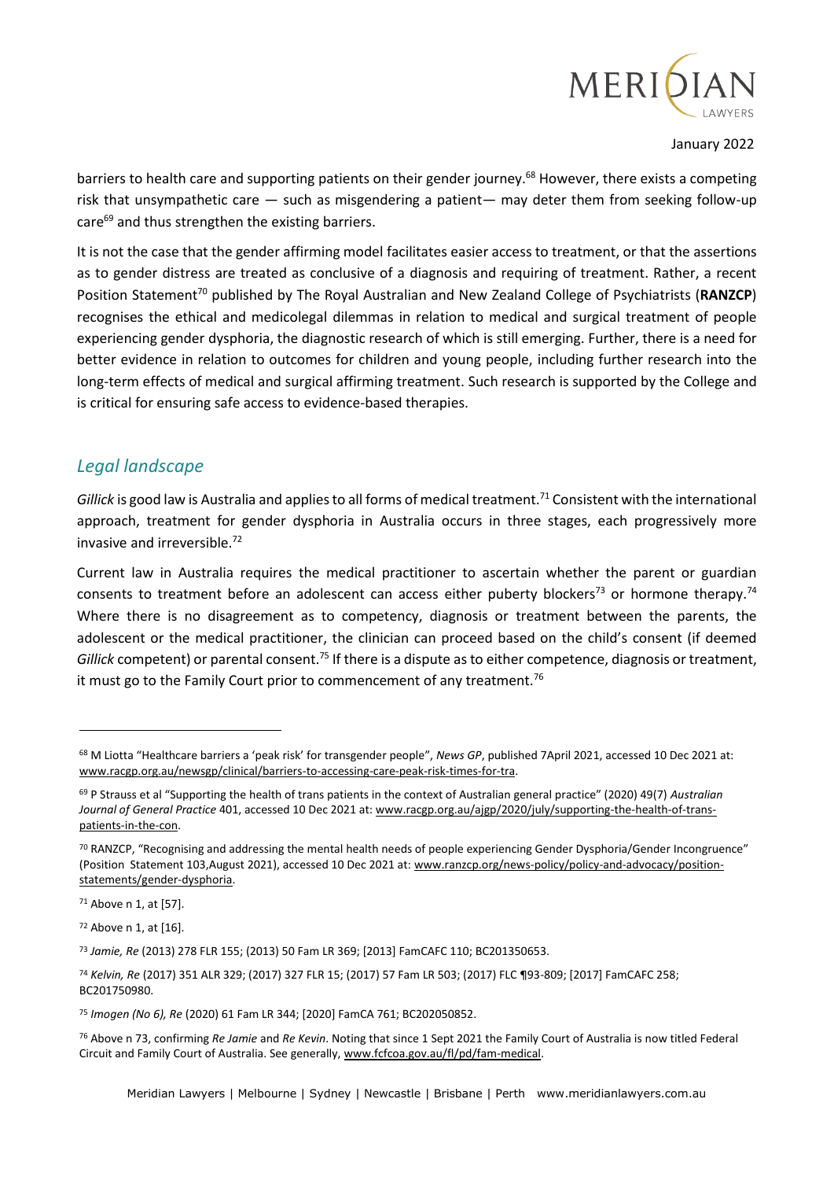barriers to health care and supporting patients on their gender journey.[68] However, there exists a competing risk that unsympathetic care — such as misgendering a patient— may deter them from seeking follow-up care[69] and thus strengthen the existing barriers.

It is not the case that the gender affirming model facilitates easier access to treatment, or that the assertions as to gender distress are treated as conclusive of a diagnosis and requiring of treatment. Rather, a recent Position Statement[70] published by The Royal Australian and New Zealand College of Psychiatrists (**RANZCP**) recognises the ethical and medicolegal dilemmas in relation to medical and surgical treatment of people experiencing gender dysphoria, the diagnostic research of which is still emerging. Further, there is a need for better evidence in relation to outcomes for children and young people, including further research into the long-term effects of medical and surgical affirming treatment. Such research is supported by the College and is critical for ensuring safe access to evidence-based therapies.

## *Legal landscape*

*Gillick* is good law is Australia and applies to all forms of medical treatment.[71] Consistent with the international approach, treatment for gender dysphoria in Australia occurs in three stages, each progressively more invasive and irreversible.[72]

Current law in Australia requires the medical practitioner to ascertain whether the parent or guardian consents to treatment before an adolescent can access either puberty blockers[73] or hormone therapy.[74] Where there is no disagreement as to competency, diagnosis or treatment between the parents, the adolescent or the medical practitioner, the clinician can proceed based on the child's consent (if deemed *Gillick* competent) or parental consent.[75] If there is a dispute as to either competence, diagnosis or treatment, it must go to the Family Court prior to commencement of any treatment.[76]

---

[68] M Liotta "Healthcare barriers a 'peak risk' for transgender people", *News GP*, published 7April 2021, accessed 10 Dec 2021 at: www.racgp.org.au/newsgp/clinical/barriers-to-accessing-care-peak-risk-times-for-tra.

[69] P Strauss et al "Supporting the health of trans patients in the context of Australian general practice" (2020) 49(7) *Australian Journal of General Practice* 401, accessed 10 Dec 2021 at: www.racgp.org.au/ajgp/2020/july/supporting-the-health-of-trans-patients-in-the-con.

[70] RANZCP, "Recognising and addressing the mental health needs of people experiencing Gender Dysphoria/Gender Incongruence" (Position Statement 103,August 2021), accessed 10 Dec 2021 at: www.ranzcp.org/news-policy/policy-and-advocacy/position-statements/gender-dysphoria.

[71] Above n 1, at [57].

[72] Above n 1, at [16].

[73] *Jamie, Re* (2013) 278 FLR 155; (2013) 50 Fam LR 369; [2013] FamCAFC 110; BC201350653.

[74] *Kelvin, Re* (2017) 351 ALR 329; (2017) 327 FLR 15; (2017) 57 Fam LR 503; (2017) FLC ¶93-809; [2017] FamCAFC 258; BC201750980.

[75] *Imogen (No 6), Re* (2020) 61 Fam LR 344; [2020] FamCA 761; BC202050852.

[76] Above n 73, confirming *Re Jamie* and *Re Kevin*. Noting that since 1 Sept 2021 the Family Court of Australia is now titled Federal Circuit and Family Court of Australia. See generally, www.fcfcoa.gov.au/fl/pd/fam-medical.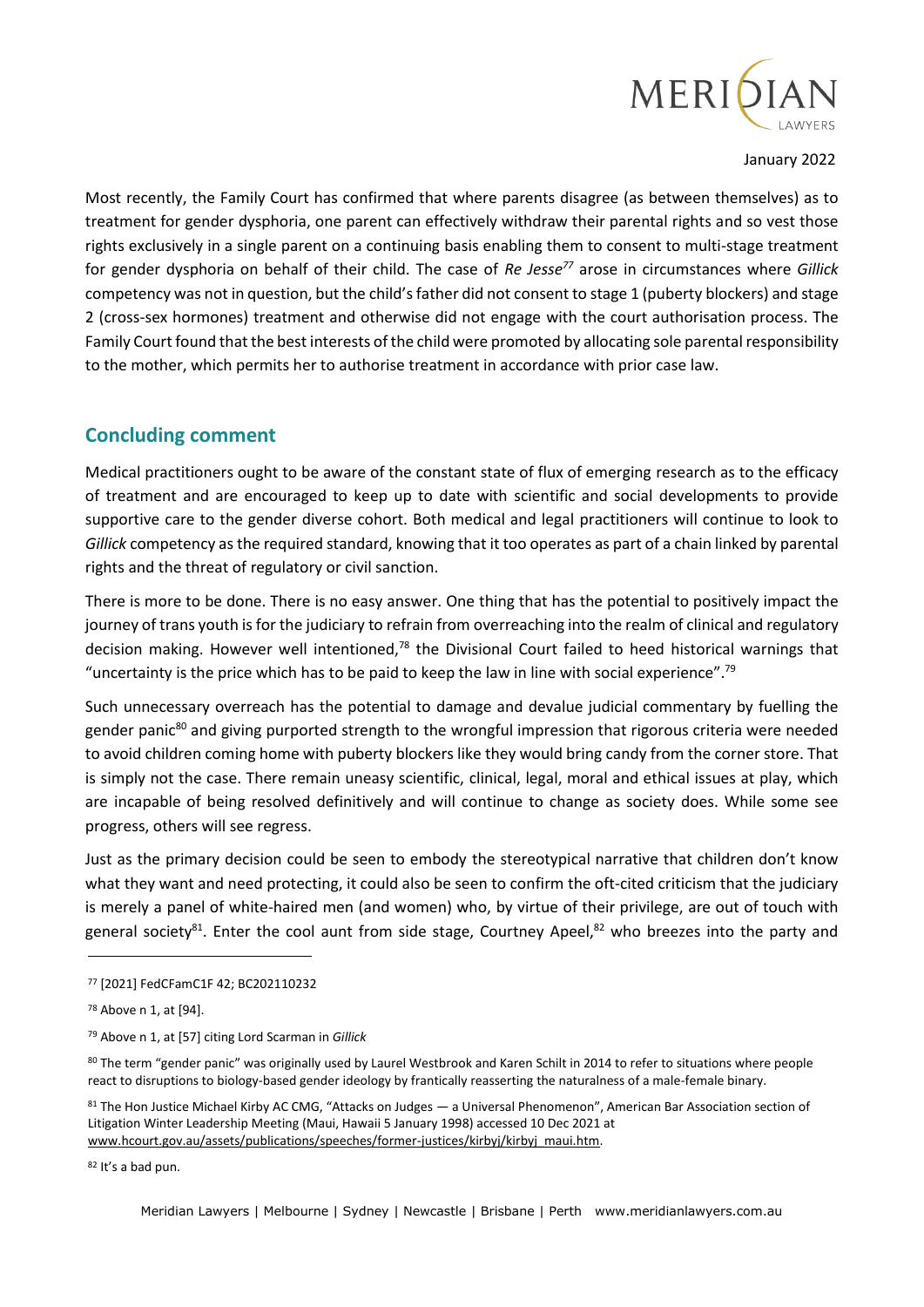Most recently, the Family Court has confirmed that where parents disagree (as between themselves) as to treatment for gender dysphoria, one parent can effectively withdraw their parental rights and so vest those rights exclusively in a single parent on a continuing basis enabling them to consent to multi-stage treatment for gender dysphoria on behalf of their child. The case of *Re Jesse*[77] arose in circumstances where *Gillick* competency was not in question, but the child's father did not consent to stage 1 (puberty blockers) and stage 2 (cross-sex hormones) treatment and otherwise did not engage with the court authorisation process. The Family Court found that the best interests of the child were promoted by allocating sole parental responsibility to the mother, which permits her to authorise treatment in accordance with prior case law.

## Concluding comment

Medical practitioners ought to be aware of the constant state of flux of emerging research as to the efficacy of treatment and are encouraged to keep up to date with scientific and social developments to provide supportive care to the gender diverse cohort. Both medical and legal practitioners will continue to look to *Gillick* competency as the required standard, knowing that it too operates as part of a chain linked by parental rights and the threat of regulatory or civil sanction.

There is more to be done. There is no easy answer. One thing that has the potential to positively impact the journey of trans youth is for the judiciary to refrain from overreaching into the realm of clinical and regulatory decision making. However well intentioned,[78] the Divisional Court failed to heed historical warnings that "uncertainty is the price which has to be paid to keep the law in line with social experience".[79]

Such unnecessary overreach has the potential to damage and devalue judicial commentary by fuelling the gender panic[80] and giving purported strength to the wrongful impression that rigorous criteria were needed to avoid children coming home with puberty blockers like they would bring candy from the corner store. That is simply not the case. There remain uneasy scientific, clinical, legal, moral and ethical issues at play, which are incapable of being resolved definitively and will continue to change as society does. While some see progress, others will see regress.

Just as the primary decision could be seen to embody the stereotypical narrative that children don't know what they want and need protecting, it could also be seen to confirm the oft-cited criticism that the judiciary is merely a panel of white-haired men (and women) who, by virtue of their privilege, are out of touch with general society[81]. Enter the cool aunt from side stage, Courtney Apeel,[82] who breezes into the party and

---

[77] [2021] FedCFamC1F 42; BC202110232

[78] Above n 1, at [94].

[79] Above n 1, at [57] citing Lord Scarman in *Gillick*

[80] The term "gender panic" was originally used by Laurel Westbrook and Karen Schilt in 2014 to refer to situations where people react to disruptions to biology-based gender ideology by frantically reasserting the naturalness of a male-female binary.

[81] The Hon Justice Michael Kirby AC CMG, "Attacks on Judges — a Universal Phenomenon", American Bar Association section of Litigation Winter Leadership Meeting (Maui, Hawaii 5 January 1998) accessed 10 Dec 2021 at www.hcourt.gov.au/assets/publications/speeches/former-justices/kirbyj/kirbyj_maui.htm.

[82] It's a bad pun.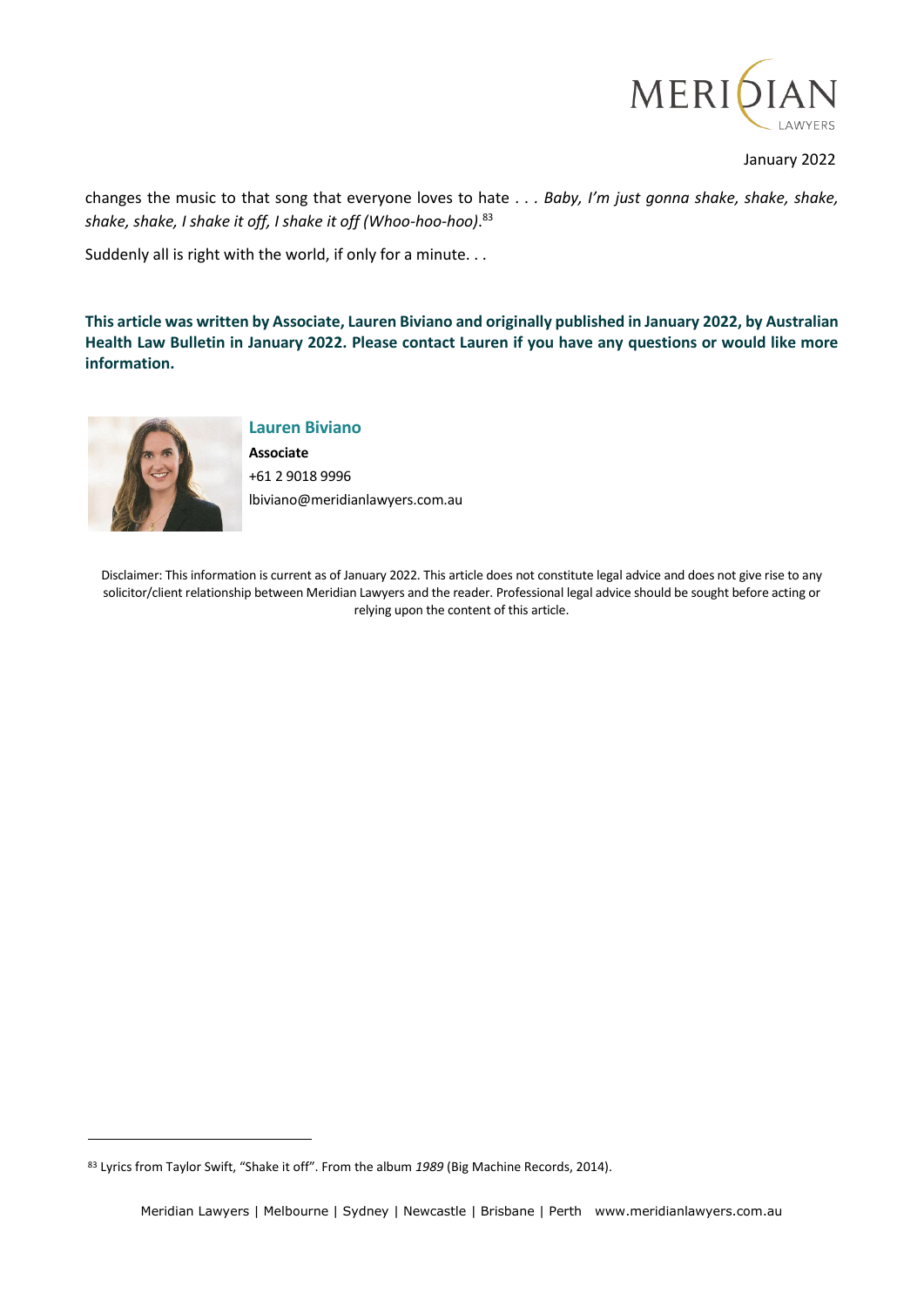changes the music to that song that everyone loves to hate . . . *Baby, I'm just gonna shake, shake, shake, shake, shake, I shake it off, I shake it off (Whoo-hoo-hoo)*.[83]

Suddenly all is right with the world, if only for a minute. . .

**This article was written by Associate, Lauren Biviano and originally published in January 2022, by Australian Health Law Bulletin in January 2022. Please contact Lauren if you have any questions or would like more information.**

**Lauren Biviano**
**Associate**
+61 2 9018 9996
lbiviano@meridianlawyers.com.au

Disclaimer: This information is current as of January 2022. This article does not constitute legal advice and does not give rise to any solicitor/client relationship between Meridian Lawyers and the reader. Professional legal advice should be sought before acting or relying upon the content of this article.

[83] Lyrics from Taylor Swift, "Shake it off". From the album *1989* (Big Machine Records, 2014).